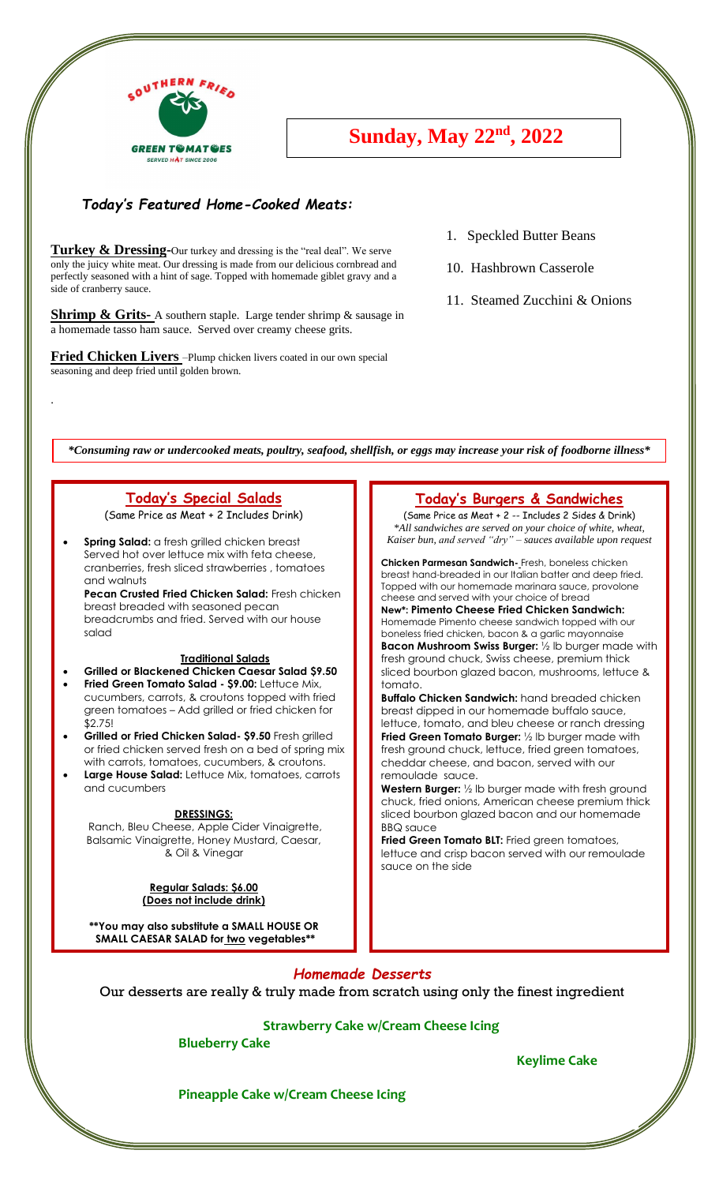SOUTHERN FRIED GREEN TOMATOES

SERVED HOT SINCE 2006

# Sunday, May 22nd, 2022

## *Today's Featured Home-Cooked Meats:*

**Turkey & Dressing**-Our turkey and dressing is the "real deal". We serve only the juicy white meat. Our dressing is made from our delicious cornbread and perfectly seasoned with a hint of sage. Topped with homemade giblet gravy and a side of cranberry sauce.

**Shrimp & Grits**- A southern staple. Large tender shrimp & sausage in a homemade tasso ham sauce. Served over creamy cheese grits.

**Fried Chicken Livers** –Plump chicken livers coated in our own special seasoning and deep fried until golden brown.

1. Speckled Butter Beans
10. Hashbrown Casserole
11. Steamed Zucchini & Onions

*\*Consuming raw or undercooked meats, poultry, seafood, shellfish, or eggs may increase your risk of foodborne illness\**

## Today's Special Salads

(Same Price as Meat + 2 Includes Drink)

- **Spring Salad:** a fresh grilled chicken breast Served hot over lettuce mix with feta cheese, cranberries, fresh sliced strawberries , tomatoes and walnuts

  **Pecan Crusted Fried Chicken Salad:** Fresh chicken breast breaded with seasoned pecan breadcrumbs and fried. Served with our house salad

### Traditional Salads

- **Grilled or Blackened Chicken Caesar Salad $9.50**
- **Fried Green Tomato Salad - $9.00:** Lettuce Mix, cucumbers, carrots, & croutons topped with fried green tomatoes – Add grilled or fried chicken for $2.75!
- **Grilled or Fried Chicken Salad- $9.50** Fresh grilled or fried chicken served fresh on a bed of spring mix with carrots, tomatoes, cucumbers, & croutons.
- **Large House Salad:** Lettuce Mix, tomatoes, carrots and cucumbers

### DRESSINGS:

Ranch, Bleu Cheese, Apple Cider Vinaigrette, Balsamic Vinaigrette, Honey Mustard, Caesar, & Oil & Vinegar

**Regular Salads: $6.00**
**(Does not include drink)**

**\*\*You may also substitute a SMALL HOUSE OR SMALL CAESAR SALAD for two vegetables\*\***

## Today's Burgers & Sandwiches

(Same Price as Meat + 2 -- Includes 2 Sides & Drink)
*\*All sandwiches are served on your choice of white, wheat, Kaiser bun, and served "dry" – sauces available upon request*

**Chicken Parmesan Sandwich-** Fresh, boneless chicken breast hand-breaded in our Italian batter and deep fried. Topped with our homemade marinara sauce, provolone cheese and served with your choice of bread

**New\*: Pimento Cheese Fried Chicken Sandwich:** Homemade Pimento cheese sandwich topped with our boneless fried chicken, bacon & a garlic mayonnaise

**Bacon Mushroom Swiss Burger:** ½ lb burger made with fresh ground chuck, Swiss cheese, premium thick sliced bourbon glazed bacon, mushrooms, lettuce & tomato.

**Buffalo Chicken Sandwich:** hand breaded chicken breast dipped in our homemade buffalo sauce, lettuce, tomato, and bleu cheese or ranch dressing

**Fried Green Tomato Burger:** ½ lb burger made with fresh ground chuck, lettuce, fried green tomatoes, cheddar cheese, and bacon, served with our remoulade sauce.

**Western Burger:** ½ lb burger made with fresh ground chuck, fried onions, American cheese premium thick sliced bourbon glazed bacon and our homemade BBQ sauce

**Fried Green Tomato BLT:** Fried green tomatoes, lettuce and crisp bacon served with our remoulade sauce on the side

## *Homemade Desserts*

Our desserts are really & truly made from scratch using only the finest ingredient

**Strawberry Cake w/Cream Cheese Icing**

**Blueberry Cake**

**Keylime Cake**

**Pineapple Cake w/Cream Cheese Icing**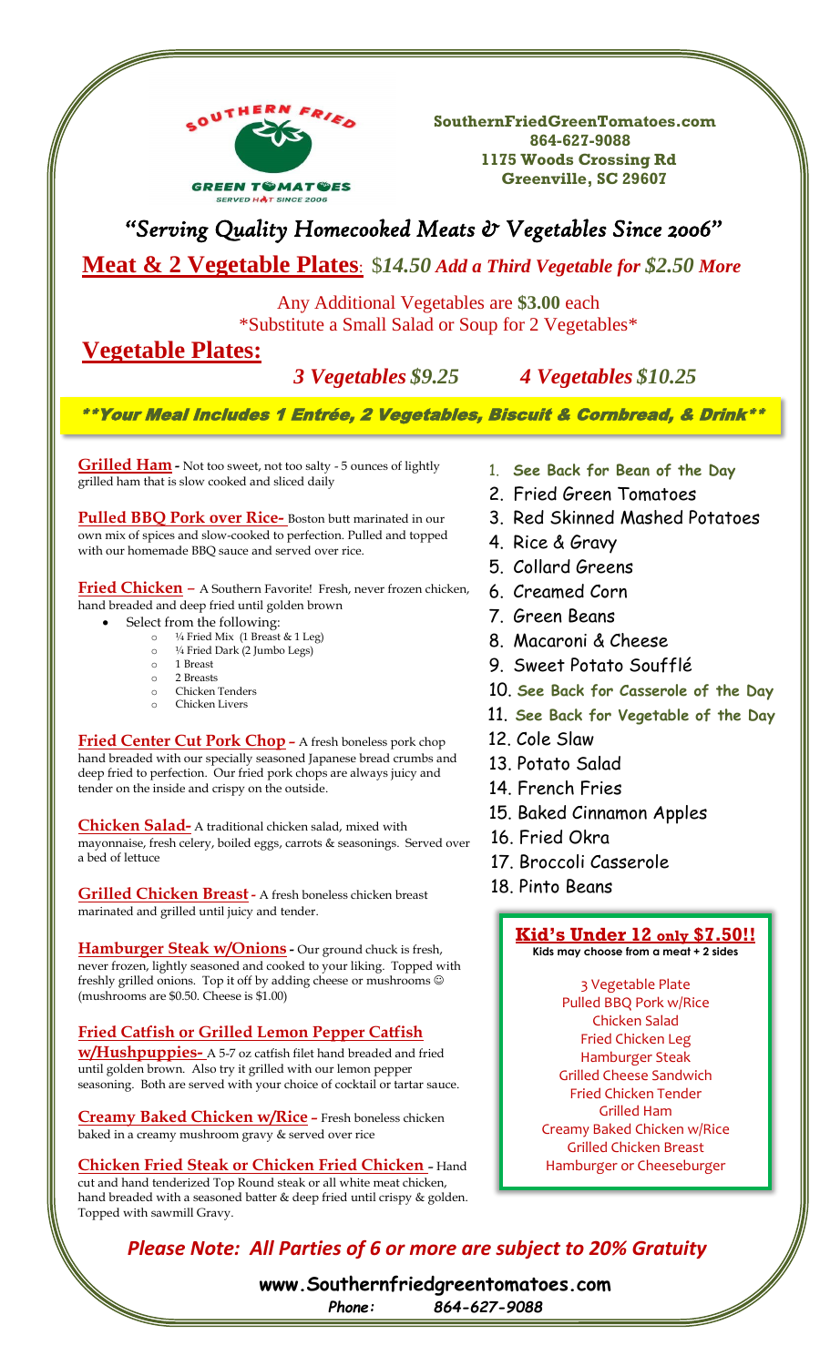SOUTHERN FRIED GREEN TOMATOES SERVED HOT SINCE 2006

**SouthernFriedGreenTomatoes.com**
**864-627-9088**
**1175 Woods Crossing Rd**
**Greenville, SC 29607**

## *"Serving Quality Homecooked Meats & Vegetables Since 2006"*

## **Meat & 2 Vegetable Plates**: $*14.50 Add a Third Vegetable for $2.50 More*

Any Additional Vegetables are **$3.00** each
*Substitute a Small Salad or Soup for 2 Vegetables*

## **Vegetable Plates:**

***3 Vegetables $9.25*** ***4 Vegetables $10.25***

***\*\*Your Meal Includes 1 Entrée, 2 Vegetables, Biscuit & Cornbread, & Drink\*\****

**Grilled Ham -** Not too sweet, not too salty - 5 ounces of lightly grilled ham that is slow cooked and sliced daily

**Pulled BBQ Pork over Rice-** Boston butt marinated in our own mix of spices and slow-cooked to perfection. Pulled and topped with our homemade BBQ sauce and served over rice.

**Fried Chicken –** A Southern Favorite! Fresh, never frozen chicken, hand breaded and deep fried until golden brown

- Select from the following:
  - ¼ Fried Mix (1 Breast & 1 Leg)
  - ¼ Fried Dark (2 Jumbo Legs)
  - 1 Breast
  - 2 Breasts
  - Chicken Tenders
  - Chicken Livers

**Fried Center Cut Pork Chop –** A fresh boneless pork chop hand breaded with our specially seasoned Japanese bread crumbs and deep fried to perfection. Our fried pork chops are always juicy and tender on the inside and crispy on the outside.

**Chicken Salad-** A traditional chicken salad, mixed with mayonnaise, fresh celery, boiled eggs, carrots & seasonings. Served over a bed of lettuce

**Grilled Chicken Breast -** A fresh boneless chicken breast marinated and grilled until juicy and tender.

**Hamburger Steak w/Onions -** Our ground chuck is fresh, never frozen, lightly seasoned and cooked to your liking. Topped with freshly grilled onions. Top it off by adding cheese or mushrooms ☺ (mushrooms are $0.50. Cheese is $1.00)

**Fried Catfish or Grilled Lemon Pepper Catfish w/Hushpuppies-** A 5-7 oz catfish filet hand breaded and fried until golden brown. Also try it grilled with our lemon pepper seasoning. Both are served with your choice of cocktail or tartar sauce.

**Creamy Baked Chicken w/Rice –** Fresh boneless chicken baked in a creamy mushroom gravy & served over rice

**Chicken Fried Steak or Chicken Fried Chicken –** Hand cut and hand tenderized Top Round steak or all white meat chicken, hand breaded with a seasoned batter & deep fried until crispy & golden. Topped with sawmill Gravy.

1. **See Back for Bean of the Day**
2. Fried Green Tomatoes
3. Red Skinned Mashed Potatoes
4. Rice & Gravy
5. Collard Greens
6. Creamed Corn
7. Green Beans
8. Macaroni & Cheese
9. Sweet Potato Soufflé
10. **See Back for Casserole of the Day**
11. **See Back for Vegetable of the Day**
12. Cole Slaw
13. Potato Salad
14. French Fries
15. Baked Cinnamon Apples
16. Fried Okra
17. Broccoli Casserole
18. Pinto Beans

**Kid's Under 12 only $7.50!!**
**Kids may choose from a meat + 2 sides**

3 Vegetable Plate
Pulled BBQ Pork w/Rice
Chicken Salad
Fried Chicken Leg
Hamburger Steak
Grilled Cheese Sandwich
Fried Chicken Tender
Grilled Ham
Creamy Baked Chicken w/Rice
Grilled Chicken Breast
Hamburger or Cheeseburger

***Please Note: All Parties of 6 or more are subject to 20% Gratuity***

**www.Southernfriedgreentomatoes.com**
***Phone: 864-627-9088***